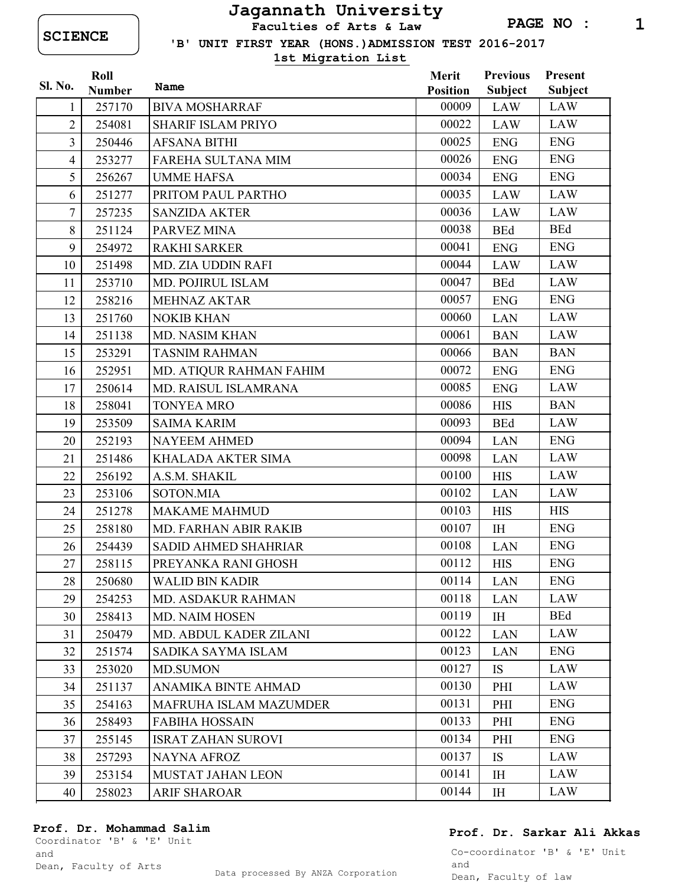**SCIENCE**

# Jagannath University

**Faculties of Arts & Law**

**'B' UNIT FIRST YEAR (HONS.)ADMISSION TEST 2016-2017**

**1st Migration List**

| Sl. No. | Roll Number | Name | Merit Position | Previous Subject | Present Subject |
|---|---|---|---|---|---|
| 1 | 257170 | BIVA MOSHARRAF | 00009 | LAW | LAW |
| 2 | 254081 | SHARIF ISLAM PRIYO | 00022 | LAW | LAW |
| 3 | 250446 | AFSANA BITHI | 00025 | ENG | ENG |
| 4 | 253277 | FAREHA SULTANA MIM | 00026 | ENG | ENG |
| 5 | 256267 | UMME HAFSA | 00034 | ENG | ENG |
| 6 | 251277 | PRITOM PAUL PARTHO | 00035 | LAW | LAW |
| 7 | 257235 | SANZIDA AKTER | 00036 | LAW | LAW |
| 8 | 251124 | PARVEZ MINA | 00038 | BEd | BEd |
| 9 | 254972 | RAKHI SARKER | 00041 | ENG | ENG |
| 10 | 251498 | MD. ZIA UDDIN RAFI | 00044 | LAW | LAW |
| 11 | 253710 | MD. POJIRUL ISLAM | 00047 | BEd | LAW |
| 12 | 258216 | MEHNAZ AKTAR | 00057 | ENG | ENG |
| 13 | 251760 | NOKIB KHAN | 00060 | LAN | LAW |
| 14 | 251138 | MD. NASIM KHAN | 00061 | BAN | LAW |
| 15 | 253291 | TASNIM RAHMAN | 00066 | BAN | BAN |
| 16 | 252951 | MD. ATIQUR RAHMAN FAHIM | 00072 | ENG | ENG |
| 17 | 250614 | MD. RAISUL ISLAMRANA | 00085 | ENG | LAW |
| 18 | 258041 | TONYEA MRO | 00086 | HIS | BAN |
| 19 | 253509 | SAIMA KARIM | 00093 | BEd | LAW |
| 20 | 252193 | NAYEEM AHMED | 00094 | LAN | ENG |
| 21 | 251486 | KHALADA AKTER SIMA | 00098 | LAN | LAW |
| 22 | 256192 | A.S.M. SHAKIL | 00100 | HIS | LAW |
| 23 | 253106 | SOTON.MIA | 00102 | LAN | LAW |
| 24 | 251278 | MAKAME MAHMUD | 00103 | HIS | HIS |
| 25 | 258180 | MD. FARHAN ABIR RAKIB | 00107 | IH | ENG |
| 26 | 254439 | SADID AHMED SHAHRIAR | 00108 | LAN | ENG |
| 27 | 258115 | PREYANKA RANI GHOSH | 00112 | HIS | ENG |
| 28 | 250680 | WALID BIN KADIR | 00114 | LAN | ENG |
| 29 | 254253 | MD. ASDAKUR RAHMAN | 00118 | LAN | LAW |
| 30 | 258413 | MD. NAIM HOSEN | 00119 | IH | BEd |
| 31 | 250479 | MD. ABDUL KADER ZILANI | 00122 | LAN | LAW |
| 32 | 251574 | SADIKA SAYMA ISLAM | 00123 | LAN | ENG |
| 33 | 253020 | MD.SUMON | 00127 | IS | LAW |
| 34 | 251137 | ANAMIKA BINTE AHMAD | 00130 | PHI | LAW |
| 35 | 254163 | MAFRUHA ISLAM MAZUMDER | 00131 | PHI | ENG |
| 36 | 258493 | FABIHA HOSSAIN | 00133 | PHI | ENG |
| 37 | 255145 | ISRAT ZAHAN SUROVI | 00134 | PHI | ENG |
| 38 | 257293 | NAYNA AFROZ | 00137 | IS | LAW |
| 39 | 253154 | MUSTAT JAHAN LEON | 00141 | IH | LAW |
| 40 | 258023 | ARIF SHAROAR | 00144 | IH | LAW |

**Prof. Dr. Mohammad Salim**
Coordinator 'B' & 'E' Unit
and
Dean, Faculty of Arts

**Prof. Dr. Sarkar Ali Akkas**
Co-coordinator 'B' & 'E' Unit
and
Dean, Faculty of law

Data processed By ANZA Corporation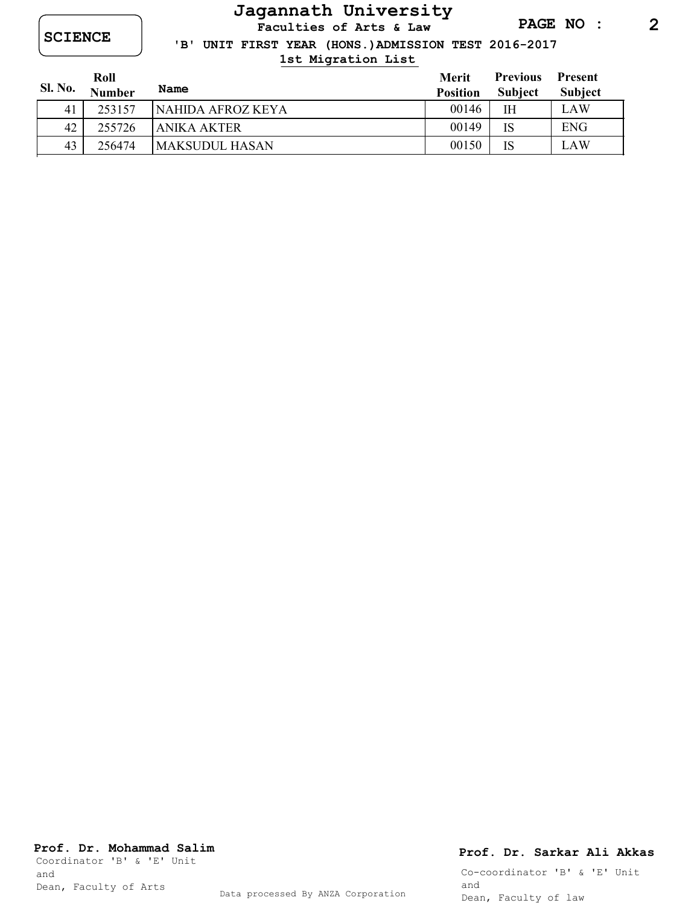SCIENCE

# Jagannath University

**Faculties of Arts & Law**

**'B' UNIT FIRST YEAR (HONS.)ADMISSION TEST 2016-2017**

**1st Migration List**

| Sl. No. | Roll Number | Name | Merit Position | Previous Subject | Present Subject |
|---|---|---|---|---|---|
| 41 | 253157 | NAHIDA AFROZ KEYA | 00146 | IH | LAW |
| 42 | 255726 | ANIKA AKTER | 00149 | IS | ENG |
| 43 | 256474 | MAKSUDUL HASAN | 00150 | IS | LAW |

**Prof. Dr. Mohammad Salim**
Coordinator 'B' & 'E' Unit
and
Dean, Faculty of Arts

Data processed By ANZA Corporation

**Prof. Dr. Sarkar Ali Akkas**
Co-coordinator 'B' & 'E' Unit
and
Dean, Faculty of law